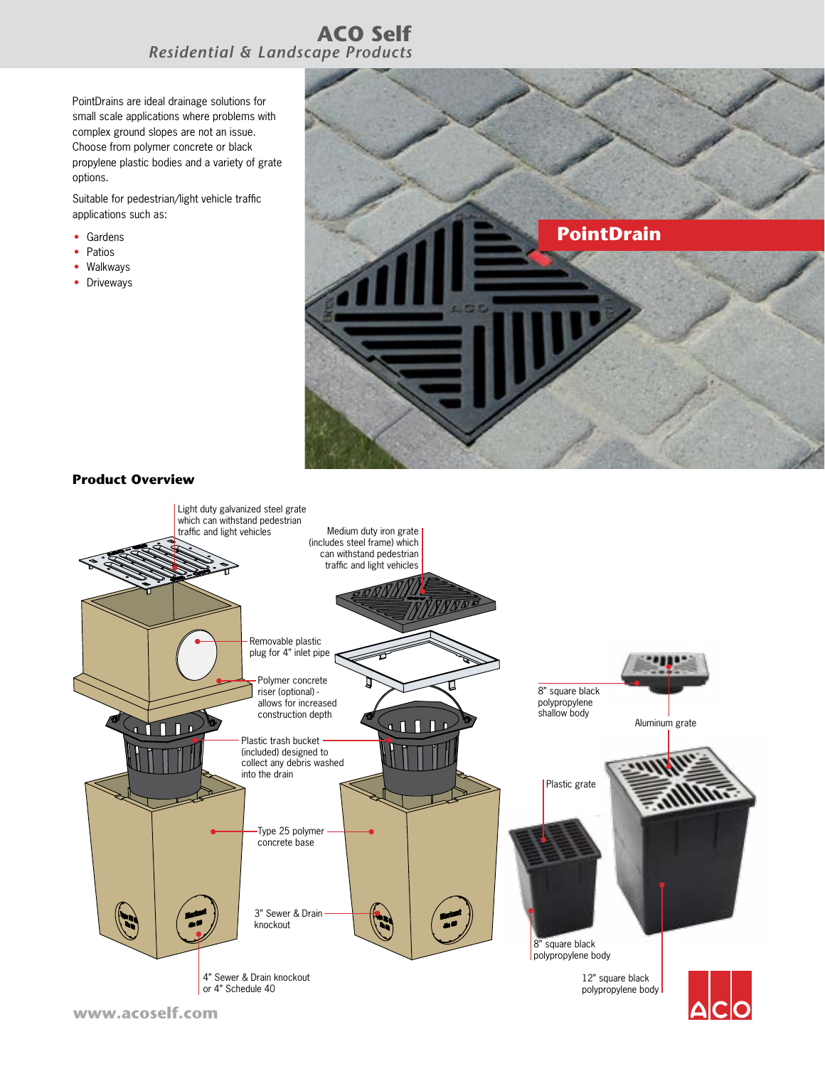# ACO Self

*Residential & Landscape Products*

PointDrains are ideal drainage solutions for small scale applications where problems with complex ground slopes are not an issue. Choose from polymer concrete or black propylene plastic bodies and a variety of grate options.

Suitable for pedestrian/light vehicle traffic applications such as:

- Gardens
- Patios
- Walkways
- Driveways

## PointDrain

### Product Overview

Light duty galvanized steel grate which can withstand pedestrian traffic and light vehicles

Medium duty iron grate (includes steel frame) which can withstand pedestrian traffic and light vehicles

Removable plastic plug for 4" inlet pipe

Polymer concrete riser (optional) - allows for increased construction depth

Plastic trash bucket (included) designed to collect any debris washed into the drain

Type 25 polymer concrete base

3" Sewer & Drain knockout

4" Sewer & Drain knockout or 4" Schedule 40

8" square black polypropylene shallow body

Aluminum grate

Plastic grate

8" square black polypropylene body

12" square black polypropylene body

www.acoself.com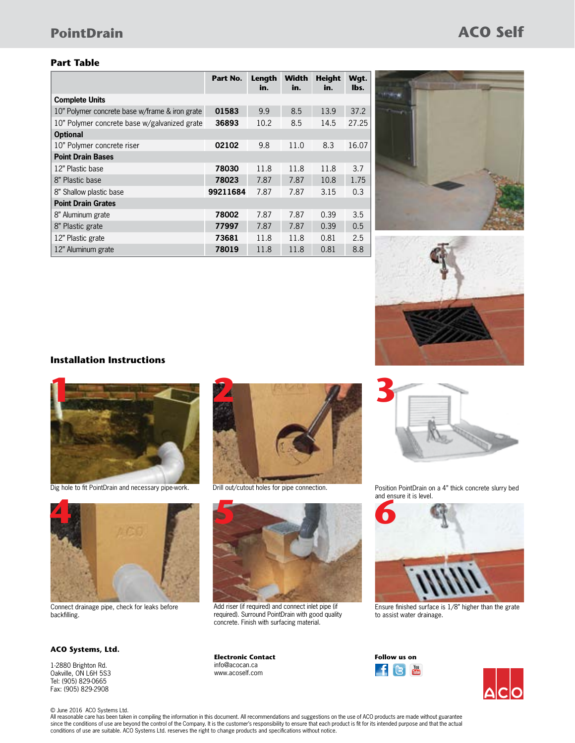## Part Table

| | Part No. | Length in. | Width in. | Height in. | Wgt. lbs. |
|---|---|---|---|---|---|
| **Complete Units** | | | | | |
| 10" Polymer concrete base w/frame & iron grate | **01583** | 9.9 | 8.5 | 13.9 | 37.2 |
| 10" Polymer concrete base w/galvanized grate | **36893** | 10.2 | 8.5 | 14.5 | 27.25 |
| **Optional** | | | | | |
| 10" Polymer concrete riser | **02102** | 9.8 | 11.0 | 8.3 | 16.07 |
| **Point Drain Bases** | | | | | |
| 12" Plastic base | **78030** | 11.8 | 11.8 | 11.8 | 3.7 |
| 8" Plastic base | **78023** | 7.87 | 7.87 | 10.8 | 1.75 |
| 8" Shallow plastic base | **99211684** | 7.87 | 7.87 | 3.15 | 0.3 |
| **Point Drain Grates** | | | | | |
| 8" Aluminum grate | **78002** | 7.87 | 7.87 | 0.39 | 3.5 |
| 8" Plastic grate | **77997** | 7.87 | 7.87 | 0.39 | 0.5 |
| 12" Plastic grate | **73681** | 11.8 | 11.8 | 0.81 | 2.5 |
| 12" Aluminum grate | **78019** | 11.8 | 11.8 | 0.81 | 8.8 |

## Installation Instructions

1. Dig hole to fit PointDrain and necessary pipe-work.
2. Drill out/cutout holes for pipe connection.
3. Position PointDrain on a 4" thick concrete slurry bed and ensure it is level.
4. Connect drainage pipe, check for leaks before backfilling.
5. Add riser (if required) and connect inlet pipe (if required). Surround PointDrain with good quality concrete. Finish with surfacing material.
6. Ensure finished surface is 1/8" higher than the grate to assist water drainage.

**ACO Systems, Ltd.**

1-2880 Brighton Rd.
Oakville, ON L6H 5S3
Tel: (905) 829-0665
Fax: (905) 829-2908

**Electronic Contact**
info@acocan.ca
www.acoself.com

**Follow us on**

© June 2016 ACO Systems Ltd.
All reasonable care has been taken in compiling the information in this document. All recommendations and suggestions on the use of ACO products are made without guarantee since the conditions of use are beyond the control of the Company. It is the customer's responsibility to ensure that each product is fit for its intended purpose and that the actual conditions of use are suitable. ACO Systems Ltd. reserves the right to change products and specifications without notice.